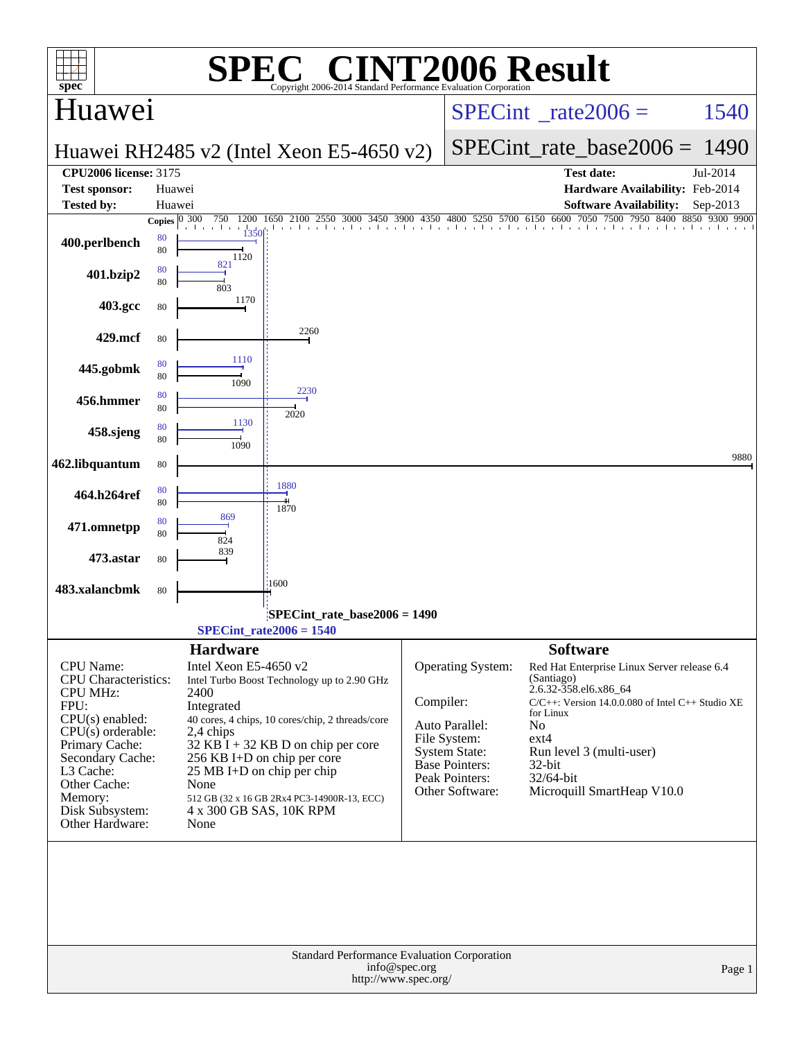# SPEC CINT2006 Result

Copyright 2006-2014 Standard Performance Evaluation Corporation

## Huawei

**Huawei RH2485 v2 (Intel Xeon E5-4650 v2)**

SPECint_rate2006 = 1540

SPECint_rate_base2006 = 1490

| | | | |
|---|---|---|---|
| **CPU2006 license:** 3175 | | **Test date:** | Jul-2014 |
| **Test sponsor:** | Huawei | **Hardware Availability:** | Feb-2014 |
| **Tested by:** | Huawei | **Software Availability:** | Sep-2013 |

| Benchmark | Copies (peak) | Copies (base) | Peak | Base |
|---|---|---|---|---|
| 400.perlbench | 80 | 80 | 1350 | 1120 |
| 401.bzip2 | 80 | 80 | 821 | 803 |
| 403.gcc | | 80 | | 1170 |
| 429.mcf | | 80 | | 2260 |
| 445.gobmk | 80 | 80 | 1110 | 1090 |
| 456.hmmer | 80 | 80 | 2230 | 2020 |
| 458.sjeng | 80 | 80 | 1130 | 1090 |
| 462.libquantum | | 80 | | 9880 |
| 464.h264ref | 80 | 80 | 1880 | 1870 |
| 471.omnetpp | 80 | 80 | 869 | 824 |
| 473.astar | | 80 | | 839 |
| 483.xalancbmk | | 80 | | 1600 |

SPECint_rate_base2006 = 1490

SPECint_rate2006 = 1540

### Hardware

| | |
|---|---|
| CPU Name: | Intel Xeon E5-4650 v2 |
| CPU Characteristics: | Intel Turbo Boost Technology up to 2.90 GHz |
| CPU MHz: | 2400 |
| FPU: | Integrated |
| CPU(s) enabled: | 40 cores, 4 chips, 10 cores/chip, 2 threads/core |
| CPU(s) orderable: | 2,4 chips |
| Primary Cache: | 32 KB I + 32 KB D on chip per core |
| Secondary Cache: | 256 KB I+D on chip per core |
| L3 Cache: | 25 MB I+D on chip per chip |
| Other Cache: | None |
| Memory: | 512 GB (32 x 16 GB 2Rx4 PC3-14900R-13, ECC) |
| Disk Subsystem: | 4 x 300 GB SAS, 10K RPM |
| Other Hardware: | None |

### Software

| | |
|---|---|
| Operating System: | Red Hat Enterprise Linux Server release 6.4 (Santiago) 2.6.32-358.el6.x86_64 |
| Compiler: | C/C++: Version 14.0.0.080 of Intel C++ Studio XE for Linux |
| Auto Parallel: | No |
| File System: | ext4 |
| System State: | Run level 3 (multi-user) |
| Base Pointers: | 32-bit |
| Peak Pointers: | 32/64-bit |
| Other Software: | Microquill SmartHeap V10.0 |

Standard Performance Evaluation Corporation
info@spec.org
http://www.spec.org/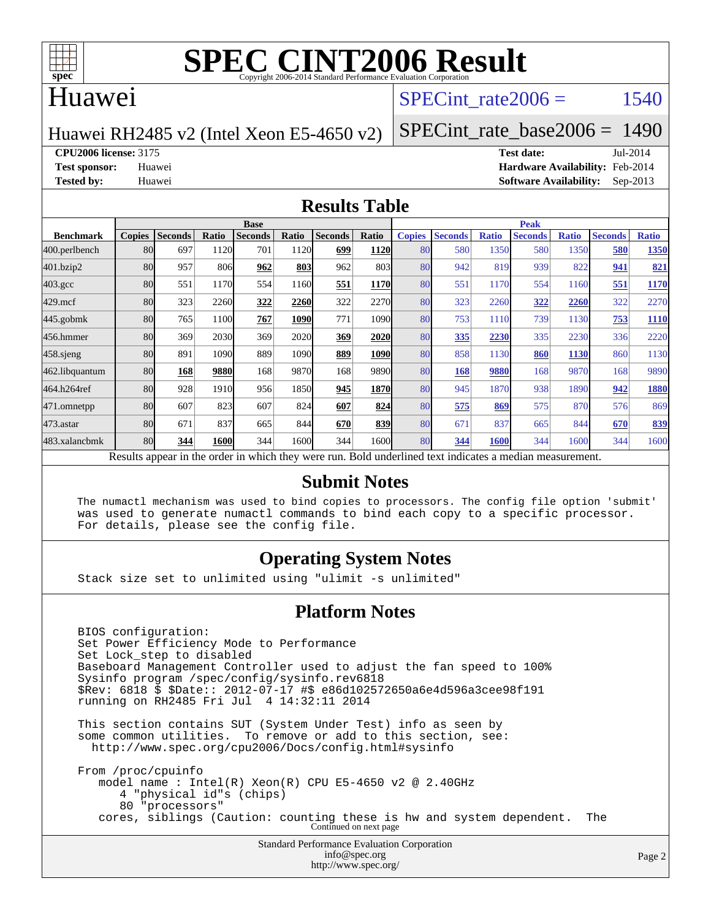# SPEC CINT2006 Result

Copyright 2006-2014 Standard Performance Evaluation Corporation

## Huawei

Huawei RH2485 v2 (Intel Xeon E5-4650 v2)

SPECint_rate2006 = 1540

SPECint_rate_base2006 = 1490

**CPU2006 license:** 3175
**Test sponsor:** Huawei
**Tested by:** Huawei

**Test date:** Jul-2014
**Hardware Availability:** Feb-2014
**Software Availability:** Sep-2013

## Results Table

| | Base | | | | | | | | Peak | | | | | | |
|---|---|---|---|---|---|---|---|---|---|---|---|---|---|---|---|
| **Benchmark** | **Copies** | **Seconds** | **Ratio** | **Seconds** | **Ratio** | **Seconds** | **Ratio** | **Copies** | **Seconds** | **Ratio** | **Seconds** | **Ratio** | **Seconds** | **Ratio** |
| 400.perlbench | 80 | 697 | 1120 | 701 | 1120 | **699** | **1120** | 80 | 580 | 1350 | 580 | 1350 | **580** | **1350** |
| 401.bzip2 | 80 | 957 | 806 | **962** | **803** | 962 | 803 | 80 | 942 | 819 | 939 | 822 | **941** | **821** |
| 403.gcc | 80 | 551 | 1170 | 554 | 1160 | **551** | **1170** | 80 | 551 | 1170 | 554 | 1160 | **551** | **1170** |
| 429.mcf | 80 | 323 | 2260 | **322** | **2260** | 322 | 2270 | 80 | 323 | 2260 | **322** | **2260** | 322 | 2270 |
| 445.gobmk | 80 | 765 | 1100 | **767** | **1090** | 771 | 1090 | 80 | 753 | 1110 | 739 | 1130 | **753** | **1110** |
| 456.hmmer | 80 | 369 | 2030 | 369 | 2020 | **369** | **2020** | 80 | **335** | **2230** | 335 | 2230 | 336 | 2220 |
| 458.sjeng | 80 | 891 | 1090 | 889 | 1090 | **889** | **1090** | 80 | 858 | 1130 | **860** | **1130** | 860 | 1130 |
| 462.libquantum | 80 | **168** | **9880** | 168 | 9870 | 168 | 9890 | 80 | **168** | **9880** | 168 | 9870 | 168 | 9890 |
| 464.h264ref | 80 | 928 | 1910 | 956 | 1850 | **945** | **1870** | 80 | 945 | 1870 | 938 | 1890 | **942** | **1880** |
| 471.omnetpp | 80 | 607 | 823 | 607 | 824 | **607** | **824** | 80 | **575** | **869** | 575 | 870 | 576 | 869 |
| 473.astar | 80 | 671 | 837 | 665 | 844 | **670** | **839** | 80 | 671 | 837 | 665 | 844 | **670** | **839** |
| 483.xalancbmk | 80 | **344** | **1600** | 344 | 1600 | 344 | 1600 | 80 | **344** | **1600** | 344 | 1600 | 344 | 1600 |

Results appear in the order in which they were run. Bold underlined text indicates a median measurement.

## Submit Notes

```
The numactl mechanism was used to bind copies to processors. The config file option 'submit'
was used to generate numactl commands to bind each copy to a specific processor.
For details, please see the config file.
```

## Operating System Notes

```
Stack size set to unlimited using "ulimit -s unlimited"
```

## Platform Notes

```
BIOS configuration:
Set Power Efficiency Mode to Performance
Set Lock_step to disabled
Baseboard Management Controller used to adjust the fan speed to 100%
Sysinfo program /spec/config/sysinfo.rev6818
$Rev: 6818 $ $Date:: 2012-07-17 #$ e86d102572650a6e4d596a3cee98f191
running on RH2485 Fri Jul  4 14:32:11 2014

This section contains SUT (System Under Test) info as seen by
some common utilities.  To remove or add to this section, see:
  http://www.spec.org/cpu2006/Docs/config.html#sysinfo

From /proc/cpuinfo
   model name : Intel(R) Xeon(R) CPU E5-4650 v2 @ 2.40GHz
      4 "physical id"s (chips)
      80 "processors"
   cores, siblings (Caution: counting these is hw and system dependent.  The
```

Continued on next page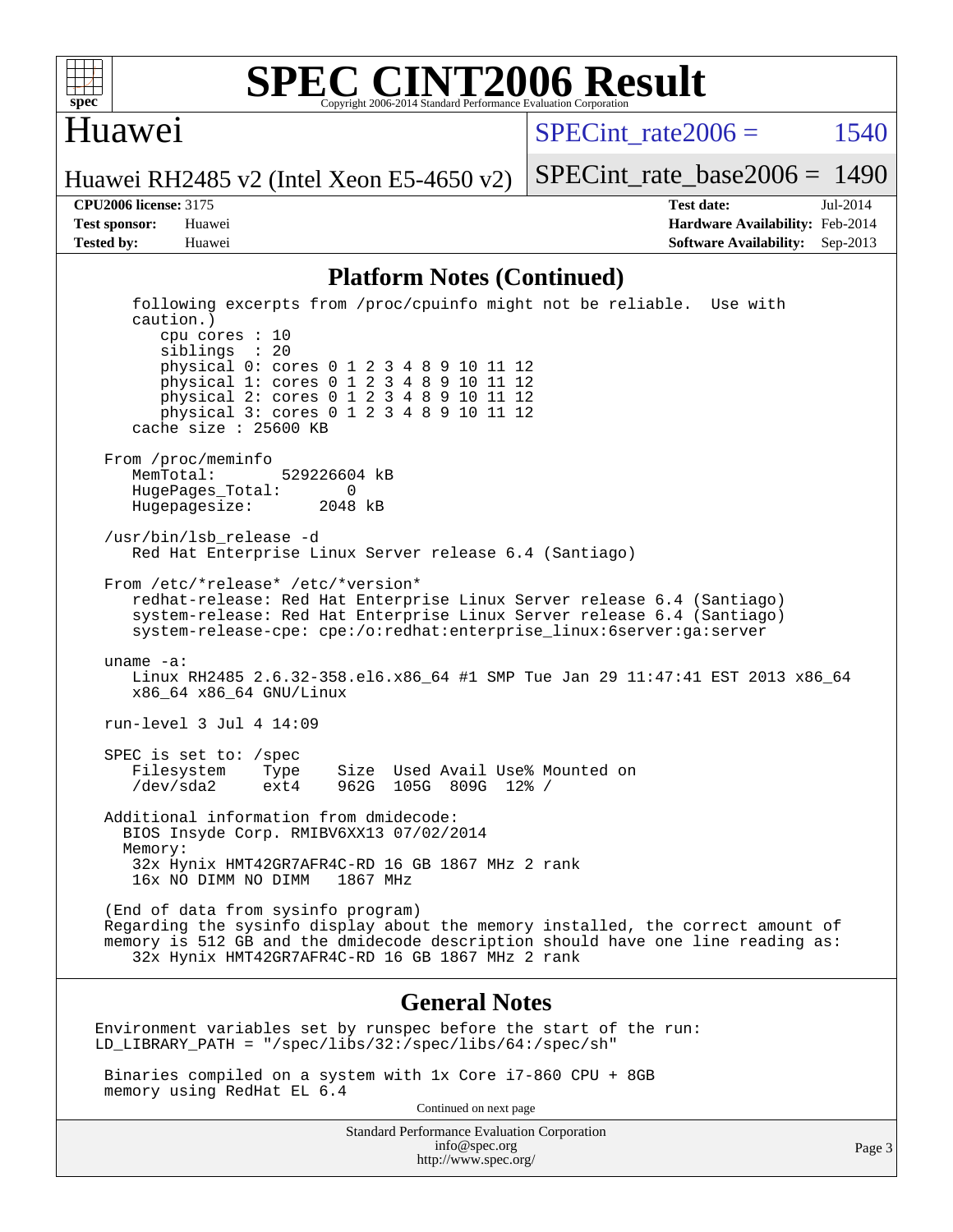# SPEC CINT2006 Result

Copyright 2006-2014 Standard Performance Evaluation Corporation

## Huawei

Huawei RH2485 v2 (Intel Xeon E5-4650 v2)

SPECint_rate2006 = 1540

SPECint_rate_base2006 = 1490

**CPU2006 license:** 3175
**Test sponsor:** Huawei
**Tested by:** Huawei

**Test date:** Jul-2014
**Hardware Availability:** Feb-2014
**Software Availability:** Sep-2013

### Platform Notes (Continued)

```
    following excerpts from /proc/cpuinfo might not be reliable.  Use with
    caution.)
       cpu cores : 10
       siblings  : 20
       physical 0: cores 0 1 2 3 4 8 9 10 11 12
       physical 1: cores 0 1 2 3 4 8 9 10 11 12
       physical 2: cores 0 1 2 3 4 8 9 10 11 12
       physical 3: cores 0 1 2 3 4 8 9 10 11 12
    cache size : 25600 KB

 From /proc/meminfo
    MemTotal:       529226604 kB
    HugePages_Total:       0
    Hugepagesize:       2048 kB

 /usr/bin/lsb_release -d
    Red Hat Enterprise Linux Server release 6.4 (Santiago)

 From /etc/*release* /etc/*version*
    redhat-release: Red Hat Enterprise Linux Server release 6.4 (Santiago)
    system-release: Red Hat Enterprise Linux Server release 6.4 (Santiago)
    system-release-cpe: cpe:/o:redhat:enterprise_linux:6server:ga:server

 uname -a:
    Linux RH2485 2.6.32-358.el6.x86_64 #1 SMP Tue Jan 29 11:47:41 EST 2013 x86_64
    x86_64 x86_64 GNU/Linux

 run-level 3 Jul 4 14:09

 SPEC is set to: /spec
    Filesystem     Type    Size  Used Avail Use% Mounted on
    /dev/sda2      ext4    962G  105G  809G  12% /

 Additional information from dmidecode:
   BIOS Insyde Corp. RMIBV6XX13 07/02/2014
   Memory:
    32x Hynix HMT42GR7AFR4C-RD 16 GB 1867 MHz 2 rank
    16x NO DIMM NO DIMM   1867 MHz

 (End of data from sysinfo program)
 Regarding the sysinfo display about the memory installed, the correct amount of
 memory is 512 GB and the dmidecode description should have one line reading as:
    32x Hynix HMT42GR7AFR4C-RD 16 GB 1867 MHz 2 rank
```

### General Notes

```
Environment variables set by runspec before the start of the run:
LD_LIBRARY_PATH = "/spec/libs/32:/spec/libs/64:/spec/sh"

 Binaries compiled on a system with 1x Core i7-860 CPU + 8GB
 memory using RedHat EL 6.4
```

Continued on next page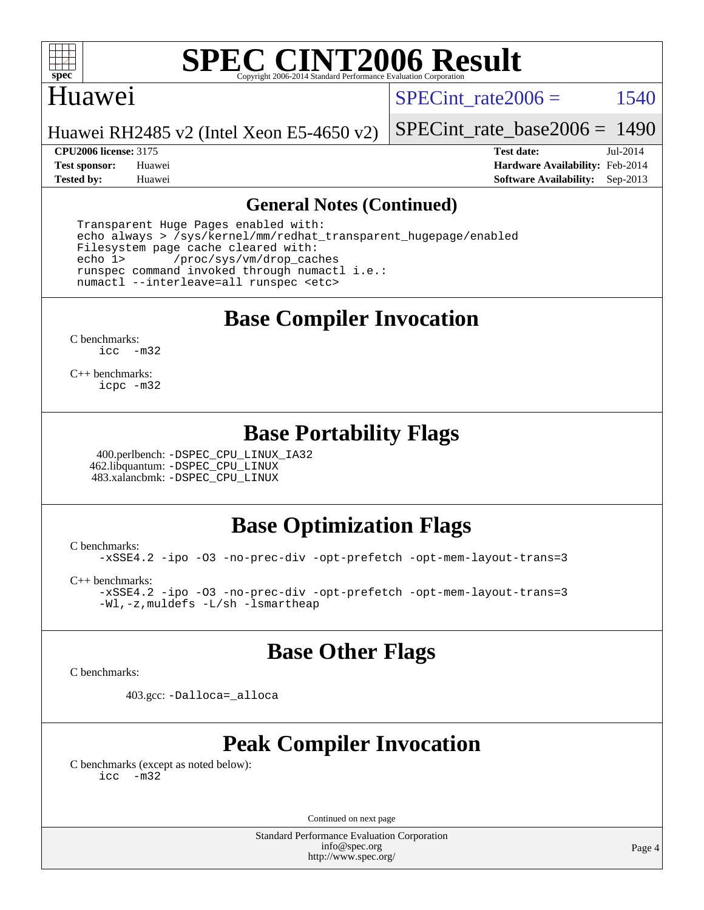# SPEC CINT2006 Result

## Huawei

Huawei RH2485 v2 (Intel Xeon E5-4650 v2)

SPECint_rate2006 = 1540

SPECint_rate_base2006 = 1490

**CPU2006 license:** 3175
**Test sponsor:** Huawei
**Tested by:** Huawei

**Test date:** Jul-2014
**Hardware Availability:** Feb-2014
**Software Availability:** Sep-2013

### General Notes (Continued)

```
Transparent Huge Pages enabled with:
echo always > /sys/kernel/mm/redhat_transparent_hugepage/enabled
Filesystem page cache cleared with:
echo 1>       /proc/sys/vm/drop_caches
runspec command invoked through numactl i.e.:
numactl --interleave=all runspec <etc>
```

## Base Compiler Invocation

C benchmarks:
```
icc  -m32
```

C++ benchmarks:
```
icpc -m32
```

## Base Portability Flags

400.perlbench: -DSPEC_CPU_LINUX_IA32
462.libquantum: -DSPEC_CPU_LINUX
483.xalancbmk: -DSPEC_CPU_LINUX

## Base Optimization Flags

C benchmarks:
```
-xSSE4.2 -ipo -O3 -no-prec-div -opt-prefetch -opt-mem-layout-trans=3
```

C++ benchmarks:
```
-xSSE4.2 -ipo -O3 -no-prec-div -opt-prefetch -opt-mem-layout-trans=3
-Wl,-z,muldefs -L/sh -lsmartheap
```

## Base Other Flags

C benchmarks:

403.gcc: -Dalloca=_alloca

## Peak Compiler Invocation

C benchmarks (except as noted below):
```
icc  -m32
```

Continued on next page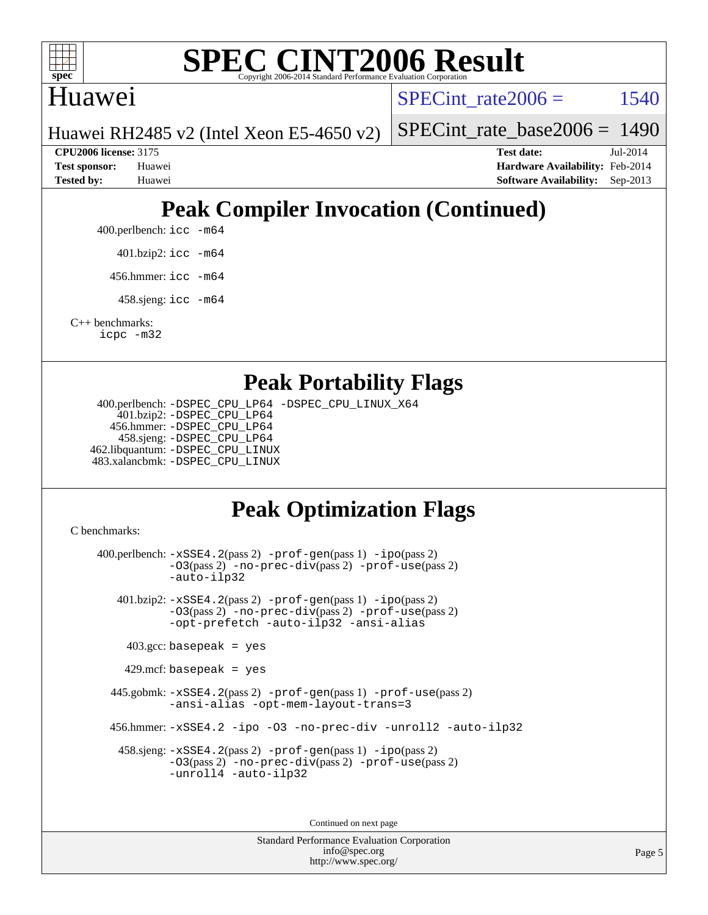# SPEC CINT2006 Result

Copyright 2006-2014 Standard Performance Evaluation Corporation

## Huawei

Huawei RH2485 v2 (Intel Xeon E5-4650 v2)

SPECint_rate2006 = 1540

SPECint_rate_base2006 = 1490

**CPU2006 license:** 3175
**Test sponsor:** Huawei
**Tested by:** Huawei
**Test date:** Jul-2014
**Hardware Availability:** Feb-2014
**Software Availability:** Sep-2013

## Peak Compiler Invocation (Continued)

400.perlbench: `icc -m64`

401.bzip2: `icc -m64`

456.hmmer: `icc -m64`

458.sjeng: `icc -m64`

C++ benchmarks:
`icpc -m32`

## Peak Portability Flags

400.perlbench: `-DSPEC_CPU_LP64 -DSPEC_CPU_LINUX_X64`
401.bzip2: `-DSPEC_CPU_LP64`
456.hmmer: `-DSPEC_CPU_LP64`
458.sjeng: `-DSPEC_CPU_LP64`
462.libquantum: `-DSPEC_CPU_LINUX`
483.xalancbmk: `-DSPEC_CPU_LINUX`

## Peak Optimization Flags

C benchmarks:

400.perlbench: `-xSSE4.2`(pass 2) `-prof-gen`(pass 1) `-ipo`(pass 2) `-O3`(pass 2) `-no-prec-div`(pass 2) `-prof-use`(pass 2) `-auto-ilp32`

401.bzip2: `-xSSE4.2`(pass 2) `-prof-gen`(pass 1) `-ipo`(pass 2) `-O3`(pass 2) `-no-prec-div`(pass 2) `-prof-use`(pass 2) `-opt-prefetch -auto-ilp32 -ansi-alias`

403.gcc: `basepeak = yes`

429.mcf: `basepeak = yes`

445.gobmk: `-xSSE4.2`(pass 2) `-prof-gen`(pass 1) `-prof-use`(pass 2) `-ansi-alias -opt-mem-layout-trans=3`

456.hmmer: `-xSSE4.2 -ipo -O3 -no-prec-div -unroll2 -auto-ilp32`

458.sjeng: `-xSSE4.2`(pass 2) `-prof-gen`(pass 1) `-ipo`(pass 2) `-O3`(pass 2) `-no-prec-div`(pass 2) `-prof-use`(pass 2) `-unroll4 -auto-ilp32`

Continued on next page

Standard Performance Evaluation Corporation
info@spec.org
http://www.spec.org/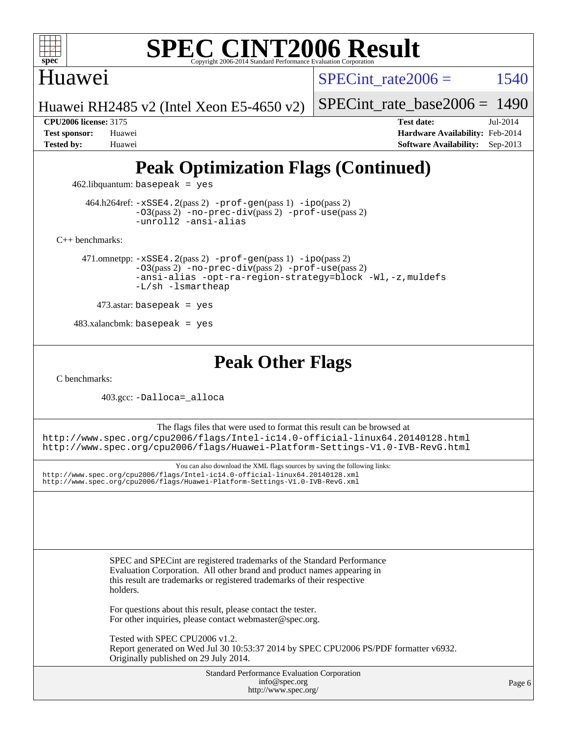# Peak Optimization Flags (Continued)

462.libquantum: basepeak = yes

464.h264ref: -xSSE4.2(pass 2) -prof-gen(pass 1) -ipo(pass 2) -O3(pass 2) -no-prec-div(pass 2) -prof-use(pass 2) -unroll2 -ansi-alias

C++ benchmarks:

471.omnetpp: -xSSE4.2(pass 2) -prof-gen(pass 1) -ipo(pass 2) -O3(pass 2) -no-prec-div(pass 2) -prof-use(pass 2) -ansi-alias -opt-ra-region-strategy=block -Wl,-z,muldefs -L/sh -lsmartheap

473.astar: basepeak = yes

483.xalancbmk: basepeak = yes

# Peak Other Flags

C benchmarks:

403.gcc: -Dalloca=_alloca

The flags files that were used to format this result can be browsed at
http://www.spec.org/cpu2006/flags/Intel-ic14.0-official-linux64.20140128.html
http://www.spec.org/cpu2006/flags/Huawei-Platform-Settings-V1.0-IVB-RevG.html

You can also download the XML flags sources by saving the following links:
http://www.spec.org/cpu2006/flags/Intel-ic14.0-official-linux64.20140128.xml
http://www.spec.org/cpu2006/flags/Huawei-Platform-Settings-V1.0-IVB-RevG.xml

SPEC and SPECint are registered trademarks of the Standard Performance Evaluation Corporation. All other brand and product names appearing in this result are trademarks or registered trademarks of their respective holders.

For questions about this result, please contact the tester.
For other inquiries, please contact webmaster@spec.org.

Tested with SPEC CPU2006 v1.2.
Report generated on Wed Jul 30 10:53:37 2014 by SPEC CPU2006 PS/PDF formatter v6932.
Originally published on 29 July 2014.